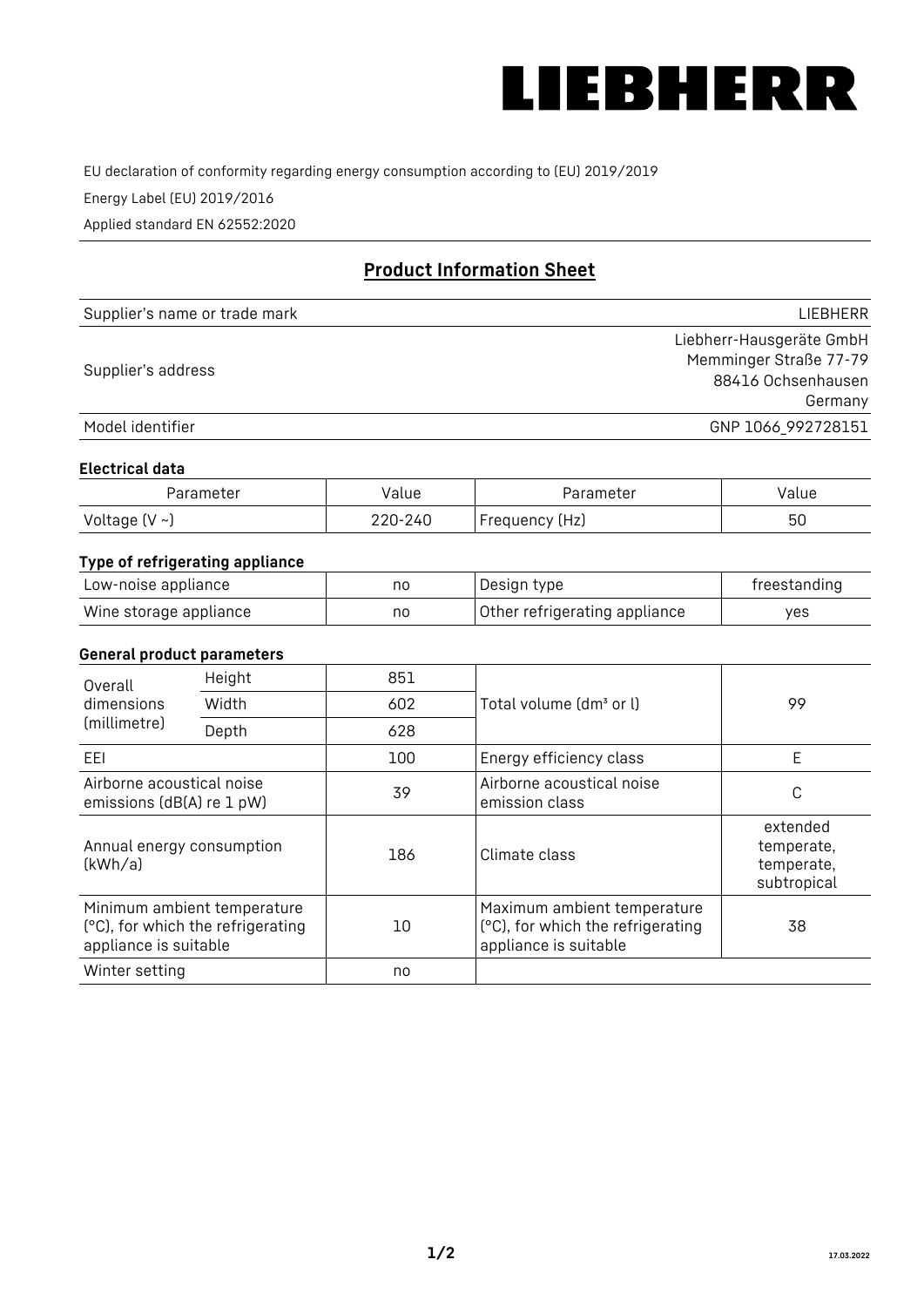LIEBHERR

EU declaration of conformity regarding energy consumption according to (EU) 2019/2019

Energy Label (EU) 2019/2016

Applied standard EN 62552:2020

## Product Information Sheet

| | |
|---|---|
| Supplier's name or trade mark | LIEBHERR |
| Supplier's address | Liebherr-Hausgeräte GmbH<br>Memminger Straße 77-79<br>88416 Ochsenhausen<br>Germany |
| Model identifier | GNP 1066_992728151 |

### Electrical data

| Parameter | Value | Parameter | Value |
|---|---|---|---|
| Voltage (V ~) | 220-240 | Frequency (Hz) | 50 |

### Type of refrigerating appliance

| | | | |
|---|---|---|---|
| Low-noise appliance | no | Design type | freestanding |
| Wine storage appliance | no | Other refrigerating appliance | yes |

### General product parameters

| | | | | |
|---|---|---|---|---|
| Overall dimensions (millimetre) | Height | 851 | Total volume (dm³ or l) | 99 |
| | Width | 602 | | |
| | Depth | 628 | | |
| EEI | | 100 | Energy efficiency class | E |
| Airborne acoustical noise emissions (dB(A) re 1 pW) | | 39 | Airborne acoustical noise emission class | C |
| Annual energy consumption (kWh/a) | | 186 | Climate class | extended temperate, temperate, subtropical |
| Minimum ambient temperature (°C), for which the refrigerating appliance is suitable | | 10 | Maximum ambient temperature (°C), for which the refrigerating appliance is suitable | 38 |
| Winter setting | | no | | |

17.03.2022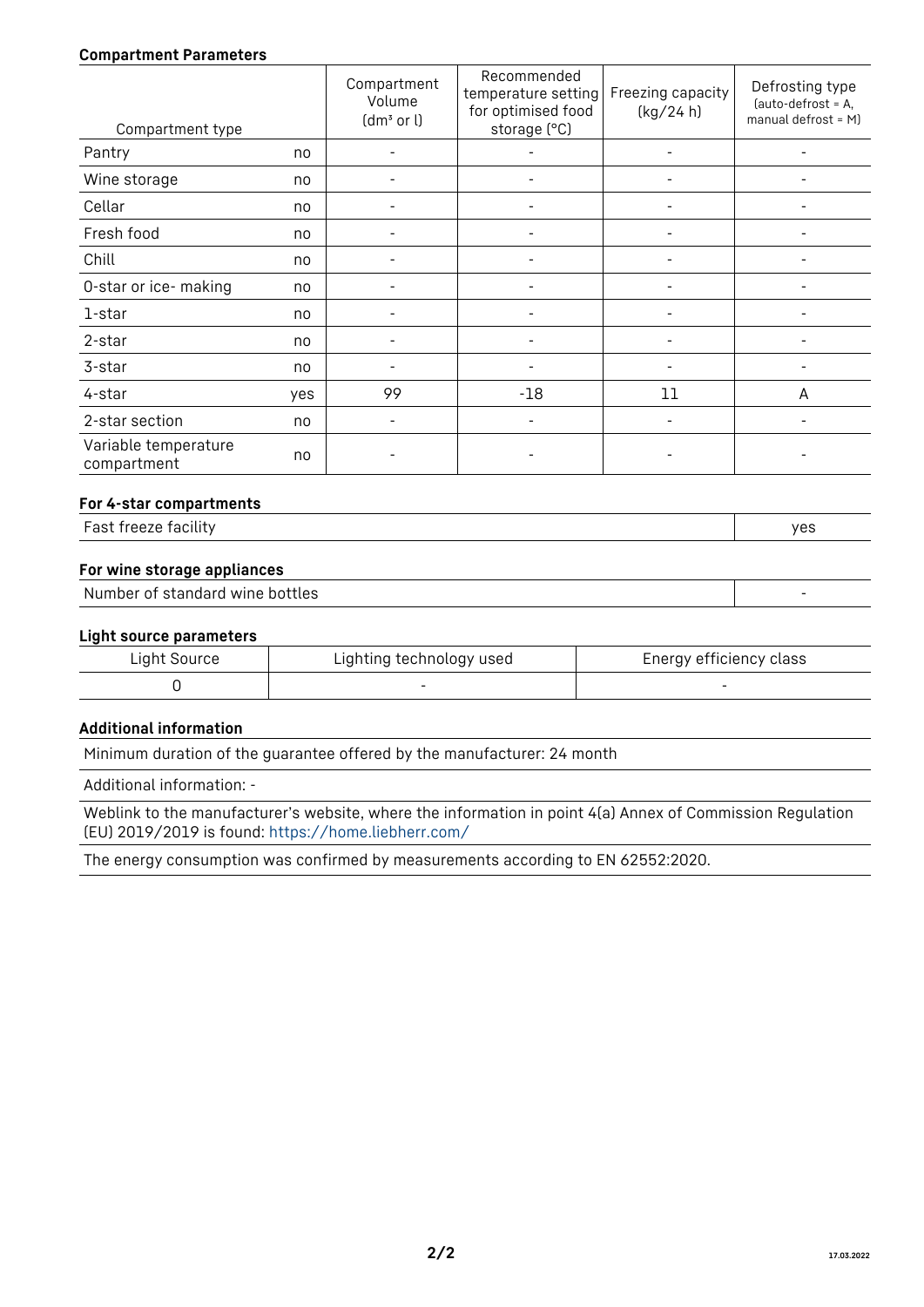**Compartment Parameters**

| Compartment type | | Compartment Volume (dm³ or l) | Recommended temperature setting for optimised food storage (°C) | Freezing capacity (kg/24 h) | Defrosting type (auto-defrost = A, manual defrost = M) |
|---|---|---|---|---|---|
| Pantry | no | - | - | - | - |
| Wine storage | no | - | - | - | - |
| Cellar | no | - | - | - | - |
| Fresh food | no | - | - | - | - |
| Chill | no | - | - | - | - |
| 0-star or ice- making | no | - | - | - | - |
| 1-star | no | - | - | - | - |
| 2-star | no | - | - | - | - |
| 3-star | no | - | - | - | - |
| 4-star | yes | 99 | -18 | 11 | A |
| 2-star section | no | - | - | - | - |
| Variable temperature compartment | no | - | - | - | - |

**For 4-star compartments**

| | |
|---|---|
| Fast freeze facility | yes |

**For wine storage appliances**

| | |
|---|---|
| Number of standard wine bottles | - |

**Light source parameters**

| Light Source | Lighting technology used | Energy efficiency class |
|---|---|---|
| 0 | - | - |

**Additional information**

Minimum duration of the guarantee offered by the manufacturer: 24 month

Additional information: -

Weblink to the manufacturer's website, where the information in point 4(a) Annex of Commission Regulation (EU) 2019/2019 is found: https://home.liebherr.com/

The energy consumption was confirmed by measurements according to EN 62552:2020.

17.03.2022